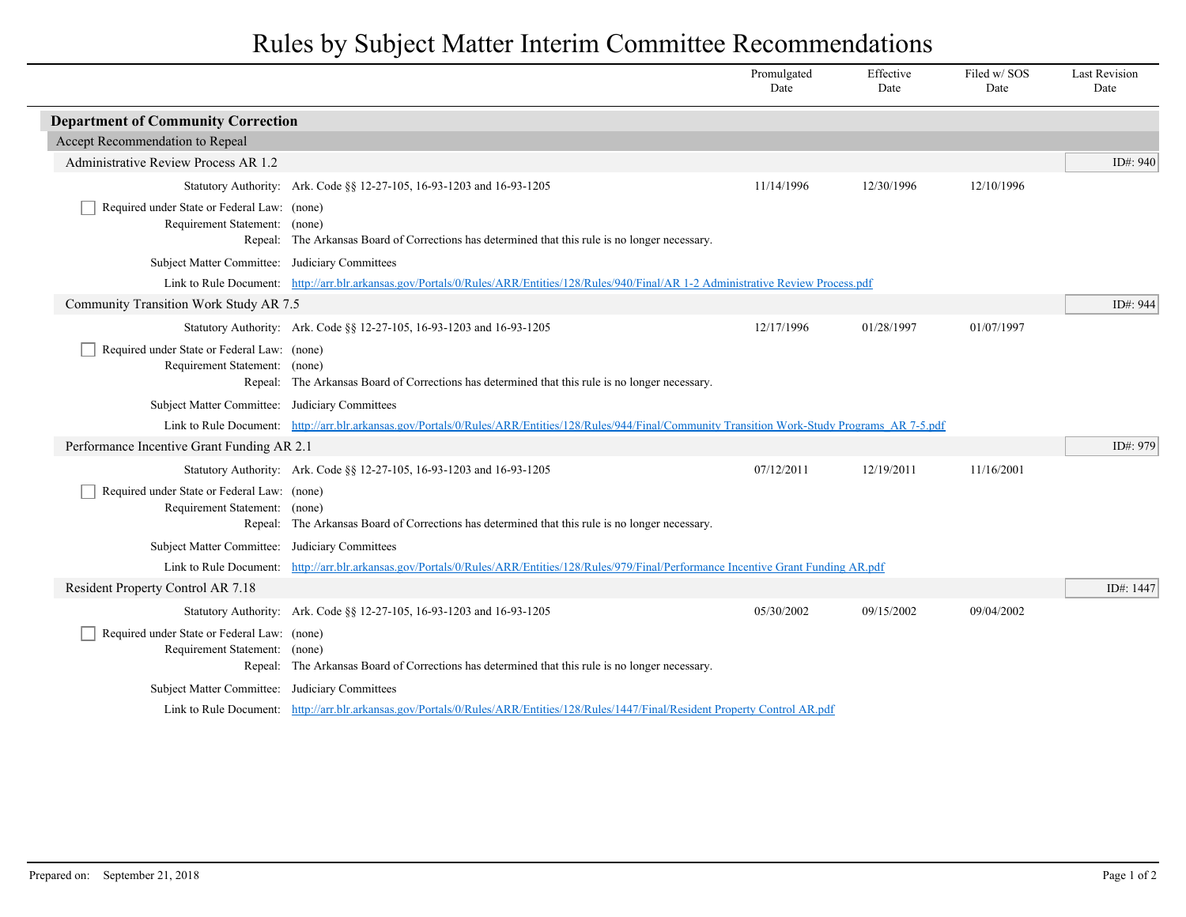# Rules by Subject Matter Interim Committee Recommendations

| | Promulgated Date | Effective Date | Filed w/ SOS Date | Last Revision Date |
|---|---|---|---|---|

## Department of Community Correction

### Accept Recommendation to Repeal

#### Administrative Review Process AR 1.2

ID#: 940

| | Promulgated Date | Effective Date | Filed w/ SOS Date | Last Revision Date |
|---|---|---|---|---|
| Statutory Authority: Ark. Code §§ 12-27-105, 16-93-1203 and 16-93-1205 | 11/14/1996 | 12/30/1996 | 12/10/1996 | |

- [ ] Required under State or Federal Law: (none)

Requirement Statement: (none)

Repeal: The Arkansas Board of Corrections has determined that this rule is no longer necessary.

Subject Matter Committee: Judiciary Committees

Link to Rule Document: http://arr.blr.arkansas.gov/Portals/0/Rules/ARR/Entities/128/Rules/940/Final/AR 1-2 Administrative Review Process.pdf

#### Community Transition Work Study AR 7.5

ID#: 944

| | Promulgated Date | Effective Date | Filed w/ SOS Date | Last Revision Date |
|---|---|---|---|---|
| Statutory Authority: Ark. Code §§ 12-27-105, 16-93-1203 and 16-93-1205 | 12/17/1996 | 01/28/1997 | 01/07/1997 | |

- [ ] Required under State or Federal Law: (none)

Requirement Statement: (none)

Repeal: The Arkansas Board of Corrections has determined that this rule is no longer necessary.

Subject Matter Committee: Judiciary Committees

Link to Rule Document: http://arr.blr.arkansas.gov/Portals/0/Rules/ARR/Entities/128/Rules/944/Final/Community Transition Work-Study Programs_AR 7-5.pdf

#### Performance Incentive Grant Funding AR 2.1

ID#: 979

| | Promulgated Date | Effective Date | Filed w/ SOS Date | Last Revision Date |
|---|---|---|---|---|
| Statutory Authority: Ark. Code §§ 12-27-105, 16-93-1203 and 16-93-1205 | 07/12/2011 | 12/19/2011 | 11/16/2001 | |

- [ ] Required under State or Federal Law: (none)

Requirement Statement: (none)

Repeal: The Arkansas Board of Corrections has determined that this rule is no longer necessary.

Subject Matter Committee: Judiciary Committees

Link to Rule Document: http://arr.blr.arkansas.gov/Portals/0/Rules/ARR/Entities/128/Rules/979/Final/Performance Incentive Grant Funding AR.pdf

#### Resident Property Control AR 7.18

ID#: 1447

| | Promulgated Date | Effective Date | Filed w/ SOS Date | Last Revision Date |
|---|---|---|---|---|
| Statutory Authority: Ark. Code §§ 12-27-105, 16-93-1203 and 16-93-1205 | 05/30/2002 | 09/15/2002 | 09/04/2002 | |

- [ ] Required under State or Federal Law: (none)

Requirement Statement: (none)

Repeal: The Arkansas Board of Corrections has determined that this rule is no longer necessary.

Subject Matter Committee: Judiciary Committees

Link to Rule Document: http://arr.blr.arkansas.gov/Portals/0/Rules/ARR/Entities/128/Rules/1447/Final/Resident Property Control AR.pdf

Prepared on: September 21, 2018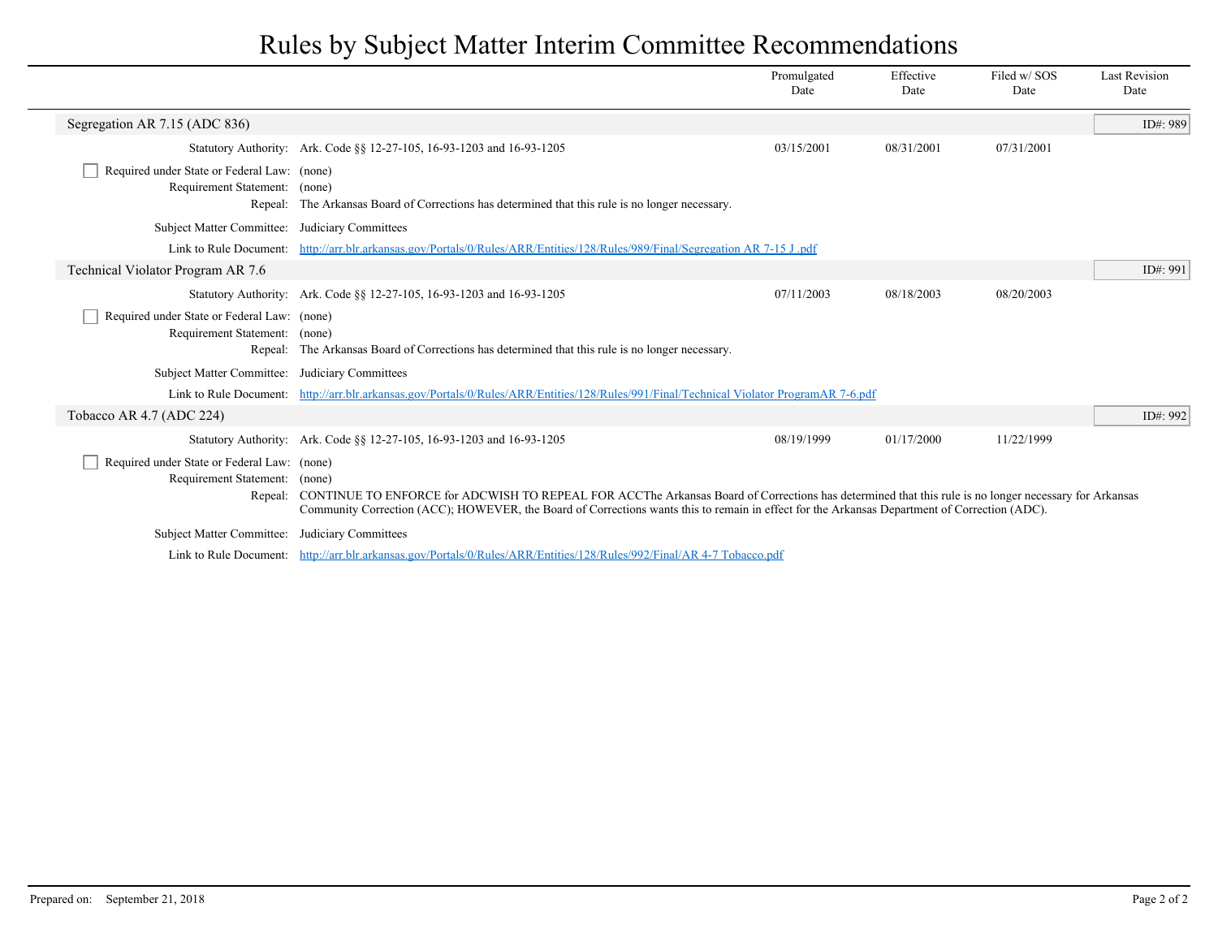# Rules by Subject Matter Interim Committee Recommendations

| | | Promulgated Date | Effective Date | Filed w/ SOS Date | Last Revision Date |
|---|---|---|---|---|---|

## Segregation AR 7.15 (ADC 836)

ID#: 989

| | | Promulgated Date | Effective Date | Filed w/ SOS Date | Last Revision Date |
|---|---|---|---|---|---|
| Statutory Authority: | Ark. Code §§ 12-27-105, 16-93-1203 and 16-93-1205 | 03/15/2001 | 08/31/2001 | 07/31/2001 | |

☐ Required under State or Federal Law: (none)

Requirement Statement: (none)

Repeal: The Arkansas Board of Corrections has determined that this rule is no longer necessary.

Subject Matter Committee: Judiciary Committees

Link to Rule Document: http://arr.blr.arkansas.gov/Portals/0/Rules/ARR/Entities/128/Rules/989/Final/Segregation AR 7-15 J .pdf

## Technical Violator Program AR 7.6

ID#: 991

| | | Promulgated Date | Effective Date | Filed w/ SOS Date | Last Revision Date |
|---|---|---|---|---|---|
| Statutory Authority: | Ark. Code §§ 12-27-105, 16-93-1203 and 16-93-1205 | 07/11/2003 | 08/18/2003 | 08/20/2003 | |

☐ Required under State or Federal Law: (none)

Requirement Statement: (none)

Repeal: The Arkansas Board of Corrections has determined that this rule is no longer necessary.

Subject Matter Committee: Judiciary Committees

Link to Rule Document: http://arr.blr.arkansas.gov/Portals/0/Rules/ARR/Entities/128/Rules/991/Final/Technical Violator ProgramAR 7-6.pdf

## Tobacco AR 4.7 (ADC 224)

ID#: 992

| | | Promulgated Date | Effective Date | Filed w/ SOS Date | Last Revision Date |
|---|---|---|---|---|---|
| Statutory Authority: | Ark. Code §§ 12-27-105, 16-93-1203 and 16-93-1205 | 08/19/1999 | 01/17/2000 | 11/22/1999 | |

☐ Required under State or Federal Law: (none)

Requirement Statement: (none)

Repeal: CONTINUE TO ENFORCE for ADCWISH TO REPEAL FOR ACCThe Arkansas Board of Corrections has determined that this rule is no longer necessary for Arkansas Community Correction (ACC); HOWEVER, the Board of Corrections wants this to remain in effect for the Arkansas Department of Correction (ADC).

Subject Matter Committee: Judiciary Committees

Link to Rule Document: http://arr.blr.arkansas.gov/Portals/0/Rules/ARR/Entities/128/Rules/992/Final/AR 4-7 Tobacco.pdf

Prepared on: September 21, 2018